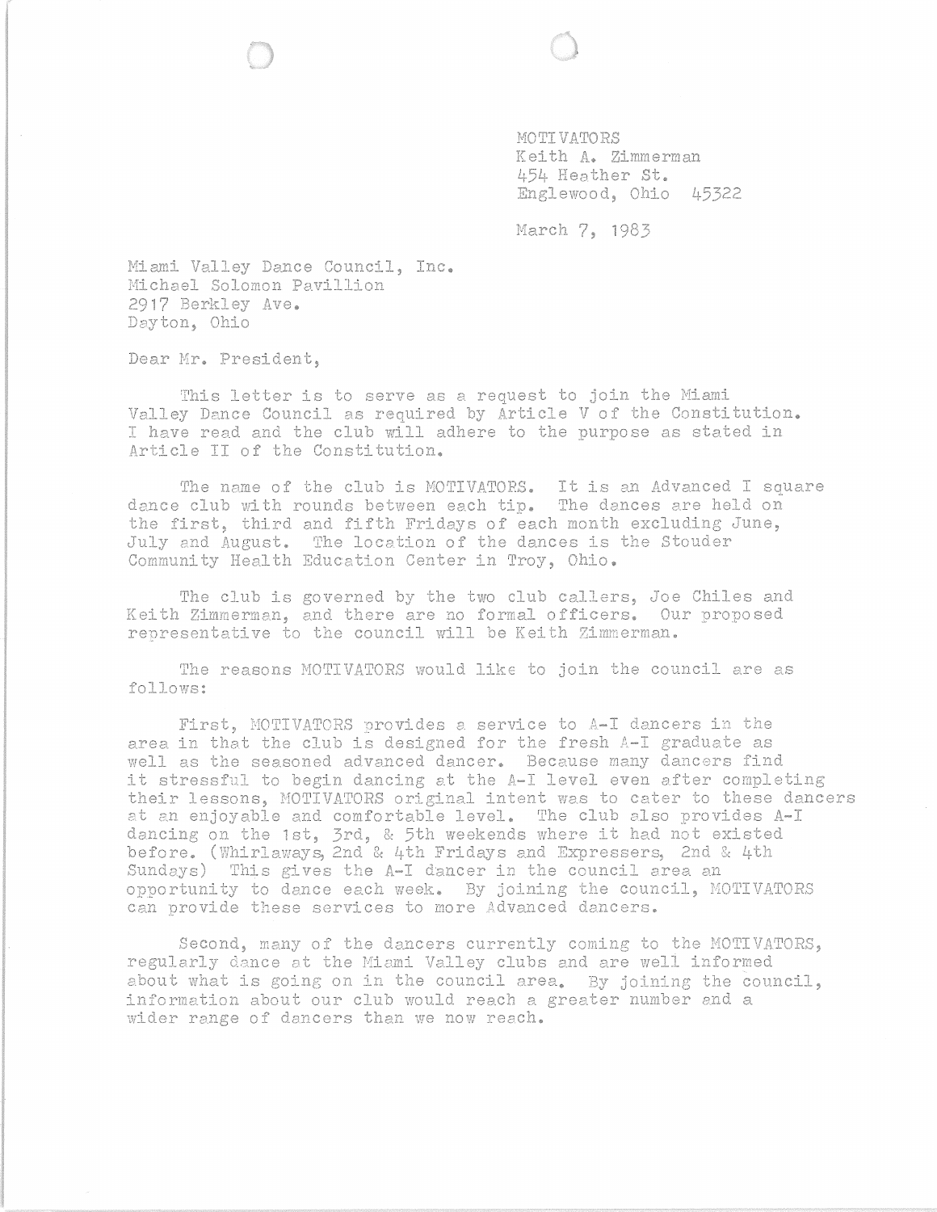MOTIVATORS
Keith A. Zimmerman
454 Heather St.
Englewood, Ohio 45322

March 7, 1983

Miami Valley Dance Council, Inc.
Michael Solomon Pavillion
2917 Berkley Ave.
Dayton, Ohio

Dear Mr. President,

This letter is to serve as a request to join the Miami Valley Dance Council as required by Article V of the Constitution. I have read and the club will adhere to the purpose as stated in Article II of the Constitution.

The name of the club is MOTIVATORS. It is an Advanced I square dance club with rounds between each tip. The dances are held on the first, third and fifth Fridays of each month excluding June, July and August. The location of the dances is the Stouder Community Health Education Center in Troy, Ohio.

The club is governed by the two club callers, Joe Chiles and Keith Zimmerman, and there are no formal officers. Our proposed representative to the council will be Keith Zimmerman.

The reasons MOTIVATORS would like to join the council are as follows:

First, MOTIVATORS provides a service to A-I dancers in the area in that the club is designed for the fresh A-I graduate as well as the seasoned advanced dancer. Because many dancers find it stressful to begin dancing at the A-I level even after completing their lessons, MOTIVATORS original intent was to cater to these dancers at an enjoyable and comfortable level. The club also provides A-I dancing on the 1st, 3rd, & 5th weekends where it had not existed before. (Whirlaways, 2nd & 4th Fridays and Expressers, 2nd & 4th Sundays) This gives the A-I dancer in the council area an opportunity to dance each week. By joining the council, MOTIVATORS can provide these services to more Advanced dancers.

Second, many of the dancers currently coming to the MOTIVATORS, regularly dance at the Miami Valley clubs and are well informed about what is going on in the council area. By joining the council, information about our club would reach a greater number and a wider range of dancers than we now reach.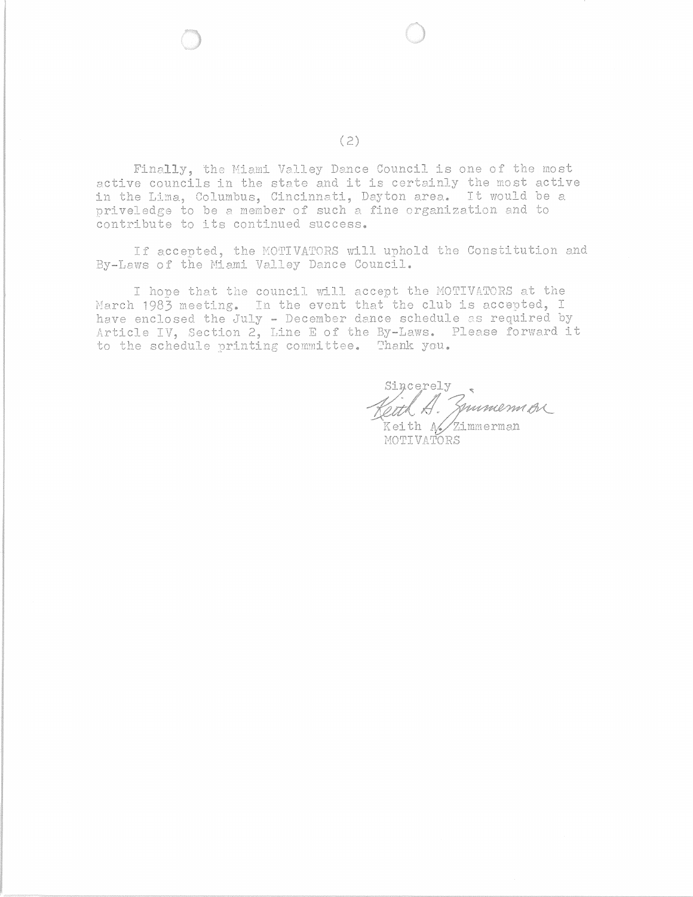Finally, the Miami Valley Dance Council is one of the most active councils in the state and it is certainly the most active in the Lima, Columbus, Cincinnati, Dayton area. It would be a priveledge to be a member of such a fine organization and to contribute to its continued success.

If accepted, the MOTIVATORS will uphold the Constitution and By-Laws of the Miami Valley Dance Council.

I hope that the council will accept the MOTIVATORS at the March 1983 meeting. In the event that the club is accepted, I have enclosed the July - December dance schedule as required by Article IV, Section 2, Line E of the By-Laws. Please forward it to the schedule printing committee. Thank you.

Sincerely

Keith A. Zimmerman

Keith A. Zimmerman
MOTIVATORS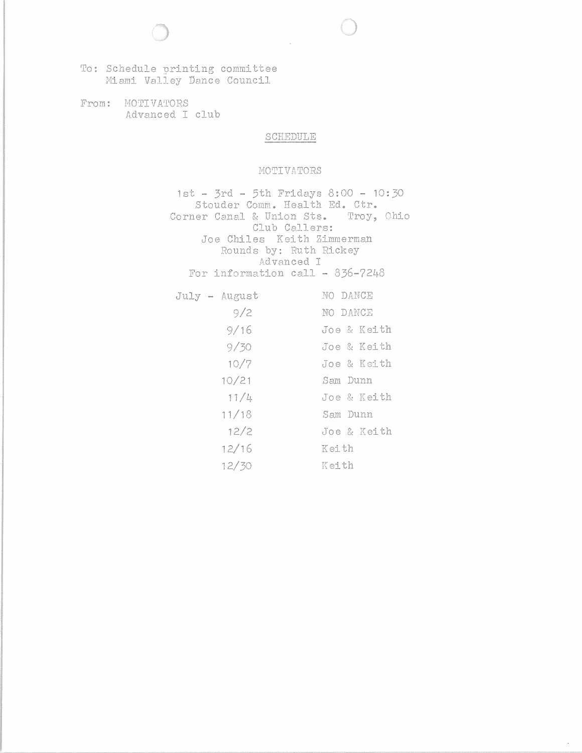To: Schedule printing committee
Miami Valley Dance Council

From: MOTIVATORS
Advanced I club

## SCHEDULE

MOTIVATORS

1st - 3rd - 5th Fridays 8:00 - 10:30
Stouder Comm. Health Ed. Ctr.
Corner Canal & Union Sts. Troy, Ohio
Club Callers:
Joe Chiles Keith Zimmerman
Rounds by: Ruth Rickey
Advanced I
For information call - 836-7248

| | |
|---|---|
| July - August | NO DANCE |
| 9/2 | NO DANCE |
| 9/16 | Joe & Keith |
| 9/30 | Joe & Keith |
| 10/7 | Joe & Keith |
| 10/21 | Sam Dunn |
| 11/4 | Joe & Keith |
| 11/18 | Sam Dunn |
| 12/2 | Joe & Keith |
| 12/16 | Keith |
| 12/30 | Keith |